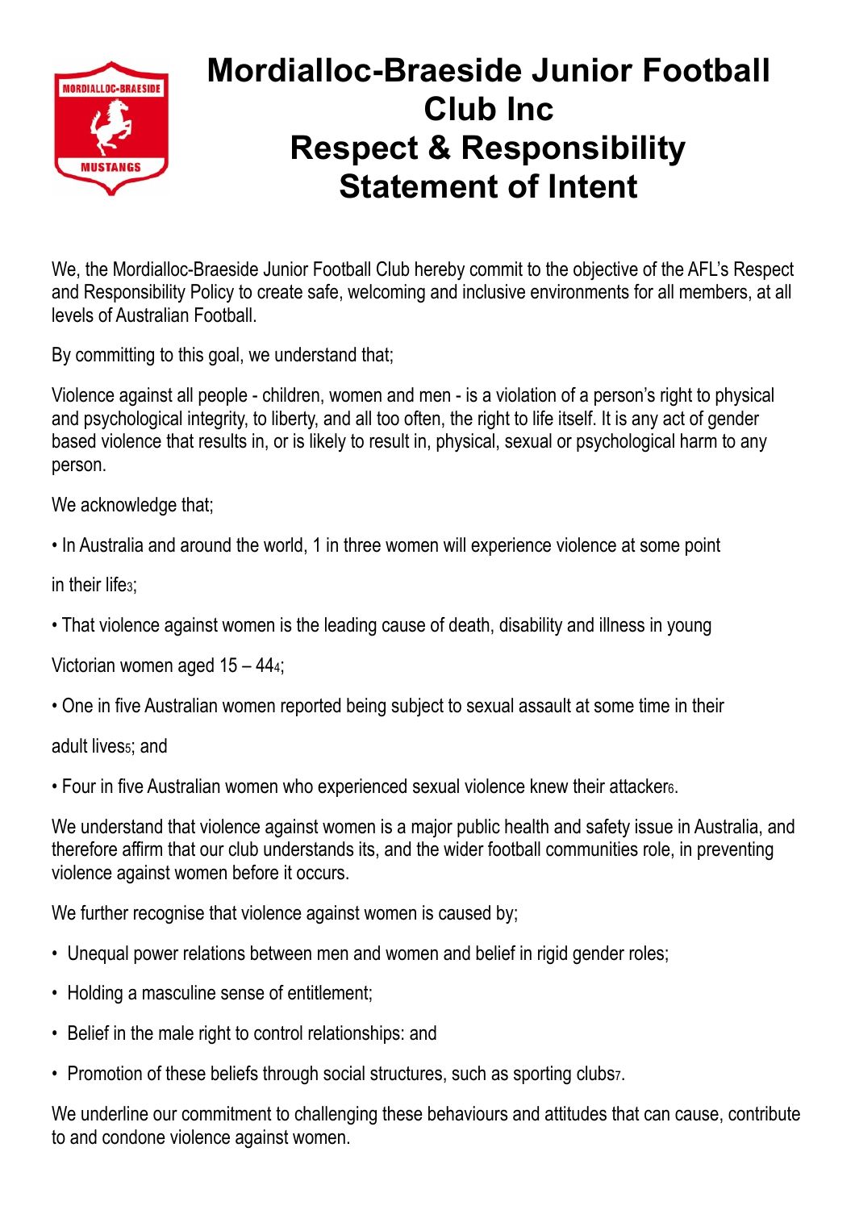# Mordialloc-Braeside Junior Football Club Inc
# Respect & Responsibility Statement of Intent

We, the Mordialloc-Braeside Junior Football Club hereby commit to the objective of the AFL's Respect and Responsibility Policy to create safe, welcoming and inclusive environments for all members, at all levels of Australian Football.

By committing to this goal, we understand that;

Violence against all people - children, women and men - is a violation of a person's right to physical and psychological integrity, to liberty, and all too often, the right to life itself. It is any act of gender based violence that results in, or is likely to result in, physical, sexual or psychological harm to any person.

We acknowledge that;

- In Australia and around the world, 1 in three women will experience violence at some point in their life[3];
- That violence against women is the leading cause of death, disability and illness in young Victorian women aged 15 – 44[4];
- One in five Australian women reported being subject to sexual assault at some time in their adult lives[5]; and
- Four in five Australian women who experienced sexual violence knew their attacker[6].

We understand that violence against women is a major public health and safety issue in Australia, and therefore affirm that our club understands its, and the wider football communities role, in preventing violence against women before it occurs.

We further recognise that violence against women is caused by;

- Unequal power relations between men and women and belief in rigid gender roles;
- Holding a masculine sense of entitlement;
- Belief in the male right to control relationships: and
- Promotion of these beliefs through social structures, such as sporting clubs[7].

We underline our commitment to challenging these behaviours and attitudes that can cause, contribute to and condone violence against women.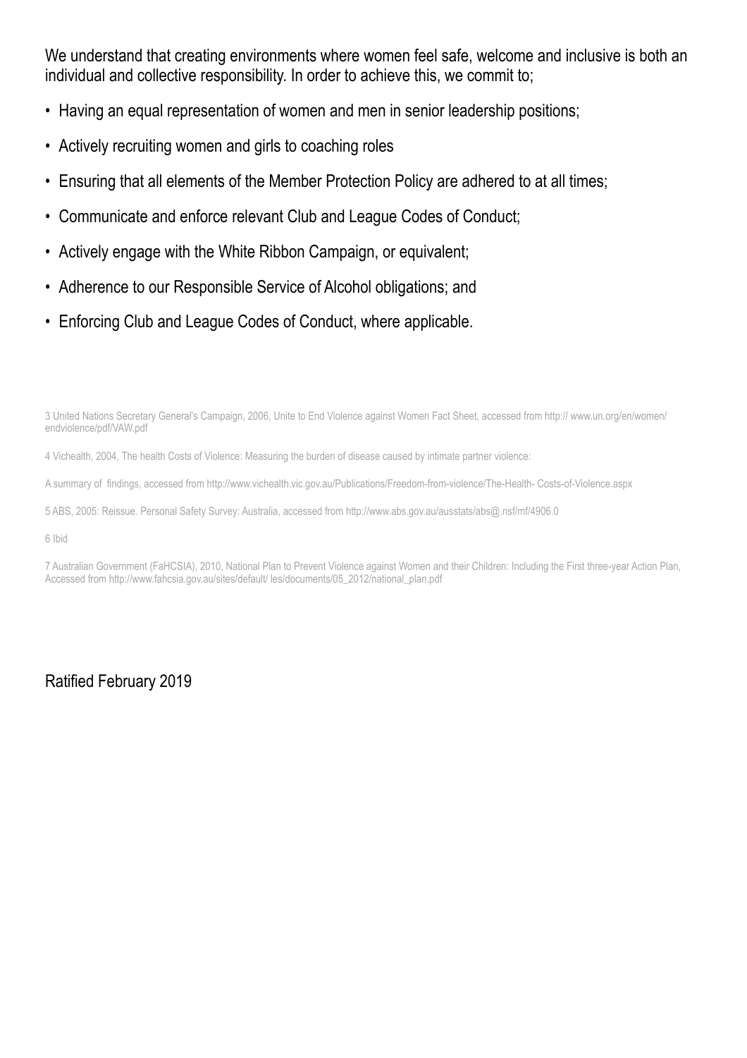We understand that creating environments where women feel safe, welcome and inclusive is both an individual and collective responsibility. In order to achieve this, we commit to;

- Having an equal representation of women and men in senior leadership positions;
- Actively recruiting women and girls to coaching roles
- Ensuring that all elements of the Member Protection Policy are adhered to at all times;
- Communicate and enforce relevant Club and League Codes of Conduct;
- Actively engage with the White Ribbon Campaign, or equivalent;
- Adherence to our Responsible Service of Alcohol obligations; and
- Enforcing Club and League Codes of Conduct, where applicable.

3 United Nations Secretary General's Campaign, 2006, Unite to End Violence against Women Fact Sheet, accessed from http:// www.un.org/en/women/endviolence/pdf/VAW.pdf

4 Vichealth, 2004, The health Costs of Violence: Measuring the burden of disease caused by intimate partner violence:

A summary of findings, accessed from http://www.vichealth.vic.gov.au/Publications/Freedom-from-violence/The-Health- Costs-of-Violence.aspx

5 ABS, 2005: Reissue. Personal Safety Survey: Australia, accessed from http://www.abs.gov.au/ausstats/abs@.nsf/mf/4906.0

6 Ibid

7 Australian Government (FaHCSIA), 2010, National Plan to Prevent Violence against Women and their Children: Including the First three-year Action Plan, Accessed from http://www.fahcsia.gov.au/sites/default/ les/documents/05_2012/national_plan.pdf

Ratified February 2019